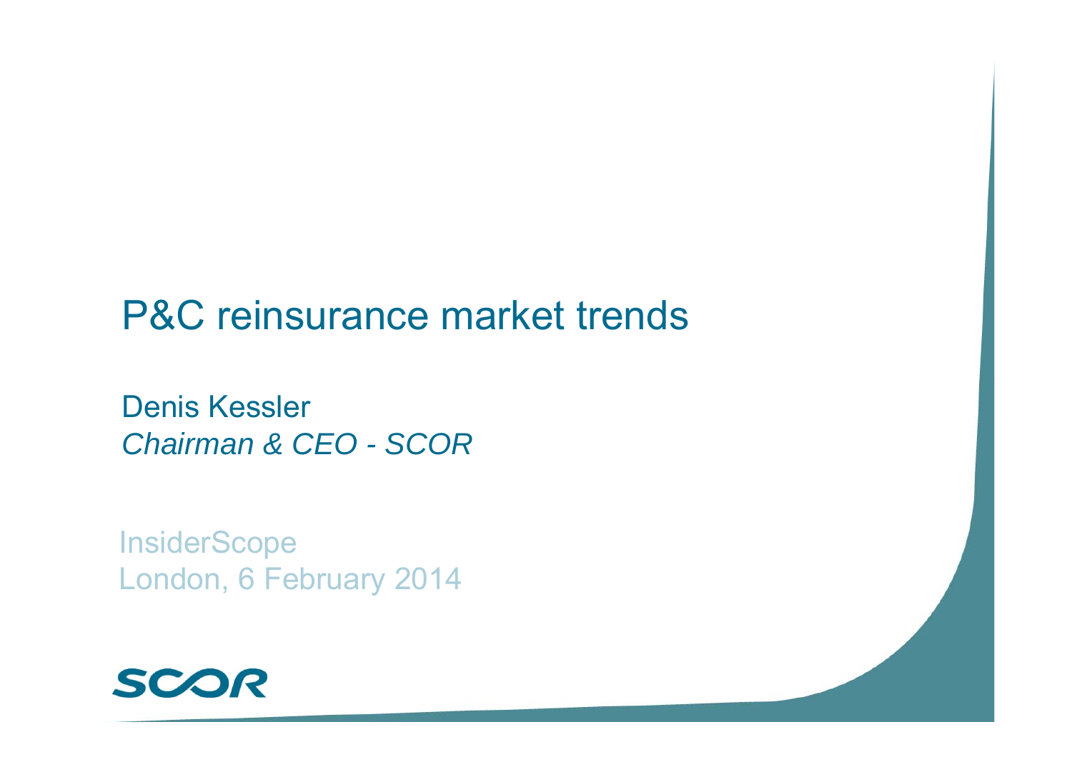# P&C reinsurance market trends

Denis Kessler
*Chairman & CEO - SCOR*

InsiderScope
London, 6 February 2014

SCOR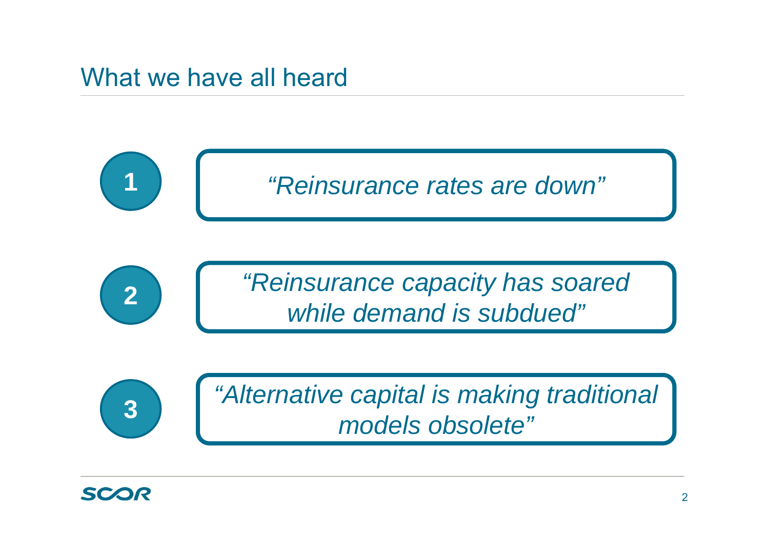# What we have all heard

1. *"Reinsurance rates are down"*

2. *"Reinsurance capacity has soared while demand is subdued"*

3. *"Alternative capital is making traditional models obsolete"*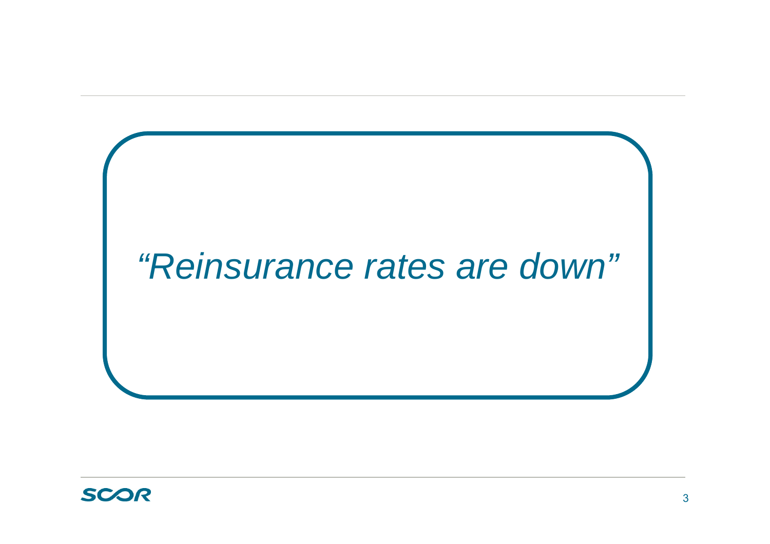*“Reinsurance rates are down”*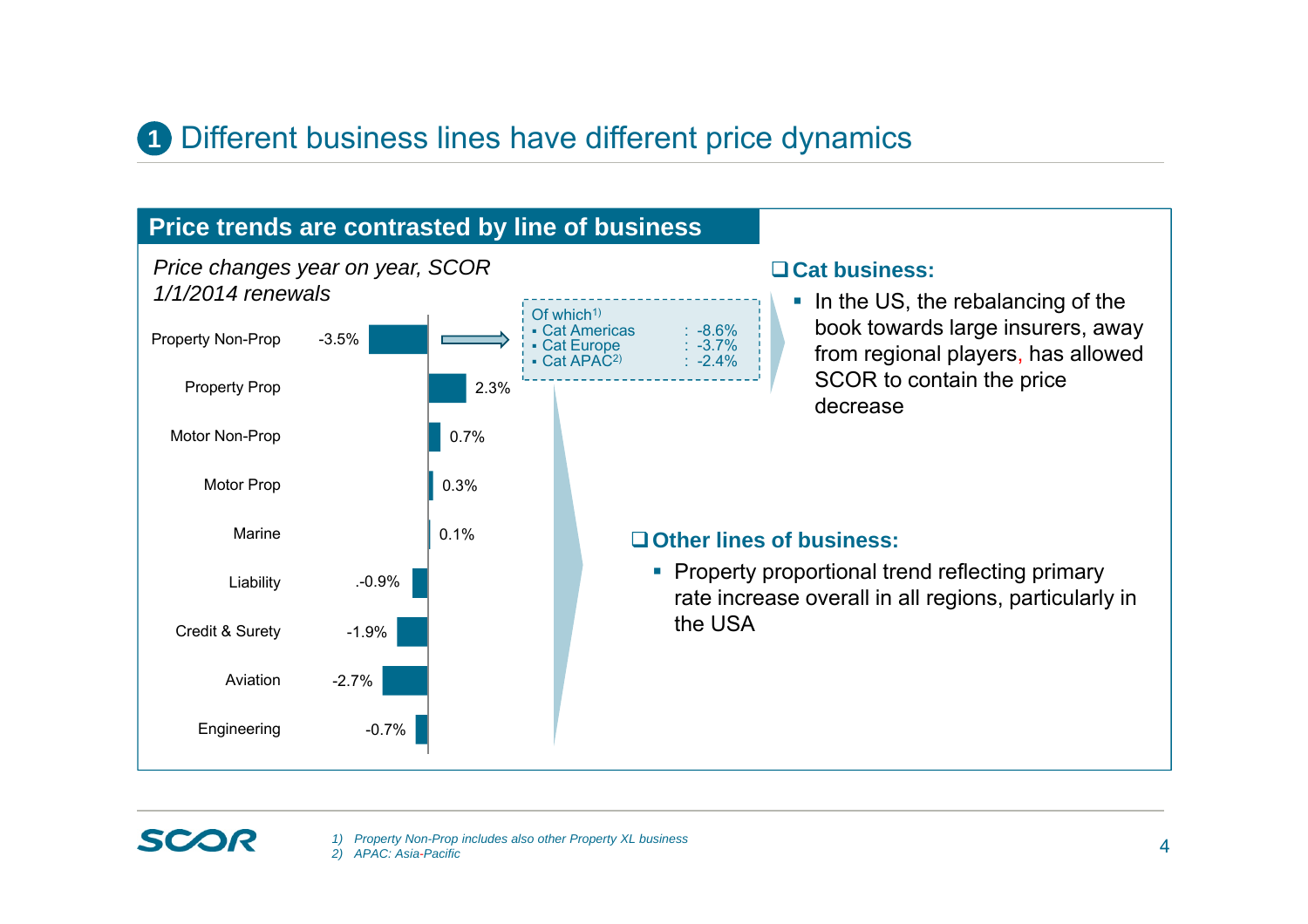# 1 Different business lines have different price dynamics

## Price trends are contrasted by line of business

*Price changes year on year, SCOR 1/1/2014 renewals*

| Line of business | Price change |
|---|---|
| Property Non-Prop | -3.5% |
| Property Prop | 2.3% |
| Motor Non-Prop | 0.7% |
| Motor Prop | 0.3% |
| Marine | 0.1% |
| Liability | -0.9% |
| Credit & Surety | -1.9% |
| Aviation | -2.7% |
| Engineering | -0.7% |

Of which[1]
- Cat Americas : -8.6%
- Cat Europe : -3.7%
- Cat APAC[2] : -2.4%

### ❑ Cat business:

- In the US, the rebalancing of the book towards large insurers, away from regional players, has allowed SCOR to contain the price decrease

### ❑ Other lines of business:

- Property proportional trend reflecting primary rate increase overall in all regions, particularly in the USA

1) Property Non-Prop includes also other Property XL business
2) APAC: Asia-Pacific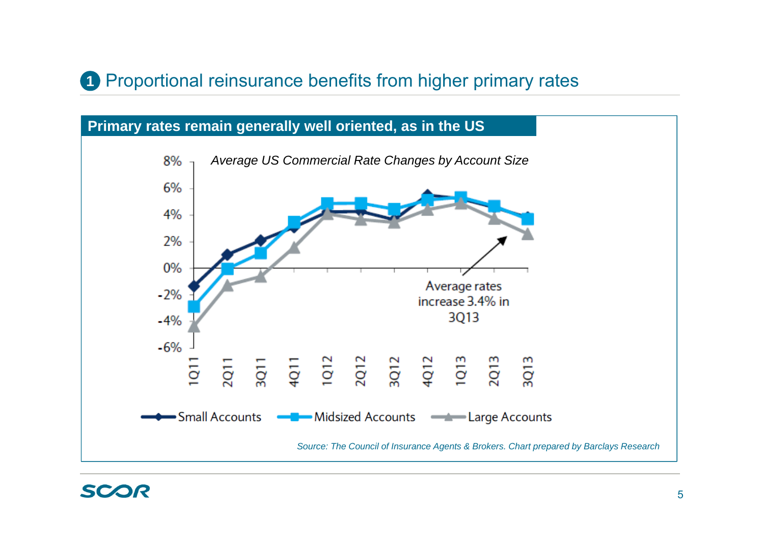# 1 Proportional reinsurance benefits from higher primary rates

## Primary rates remain generally well oriented, as in the US

*Average US Commercial Rate Changes by Account Size*

Average rates increase 3.4% in 3Q13

Small Accounts | Midsized Accounts | Large Accounts

*Source: The Council of Insurance Agents & Brokers. Chart prepared by Barclays Research*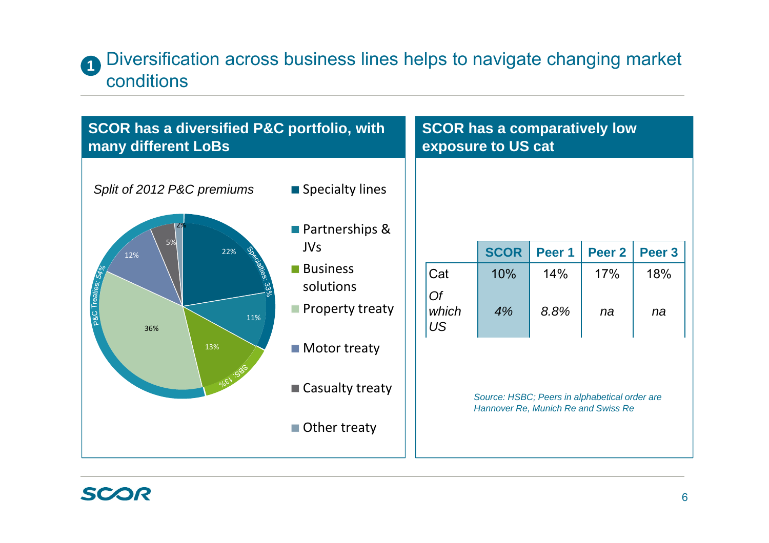# 1 Diversification across business lines helps to navigate changing market conditions

## SCOR has a diversified P&C portfolio, with many different LoBs

*Split of 2012 P&C premiums*

- Specialty lines: 22%
- Partnerships & JVs: 11%
- Business solutions: 13%
- Property treaty: 36%
- Motor treaty: 12%
- Casualty treaty: 5%
- Other treaty: 2%

Specialties: 33%

SBS: 13%

P&C Treaties: 54%

## SCOR has a comparatively low exposure to US cat

| | SCOR | Peer 1 | Peer 2 | Peer 3 |
|---|---|---|---|---|
| Cat | 10% | 14% | 17% | 18% |
| *Of which US* | *4%* | *8.8%* | *na* | *na* |

*Source: HSBC; Peers in alphabetical order are Hannover Re, Munich Re and Swiss Re*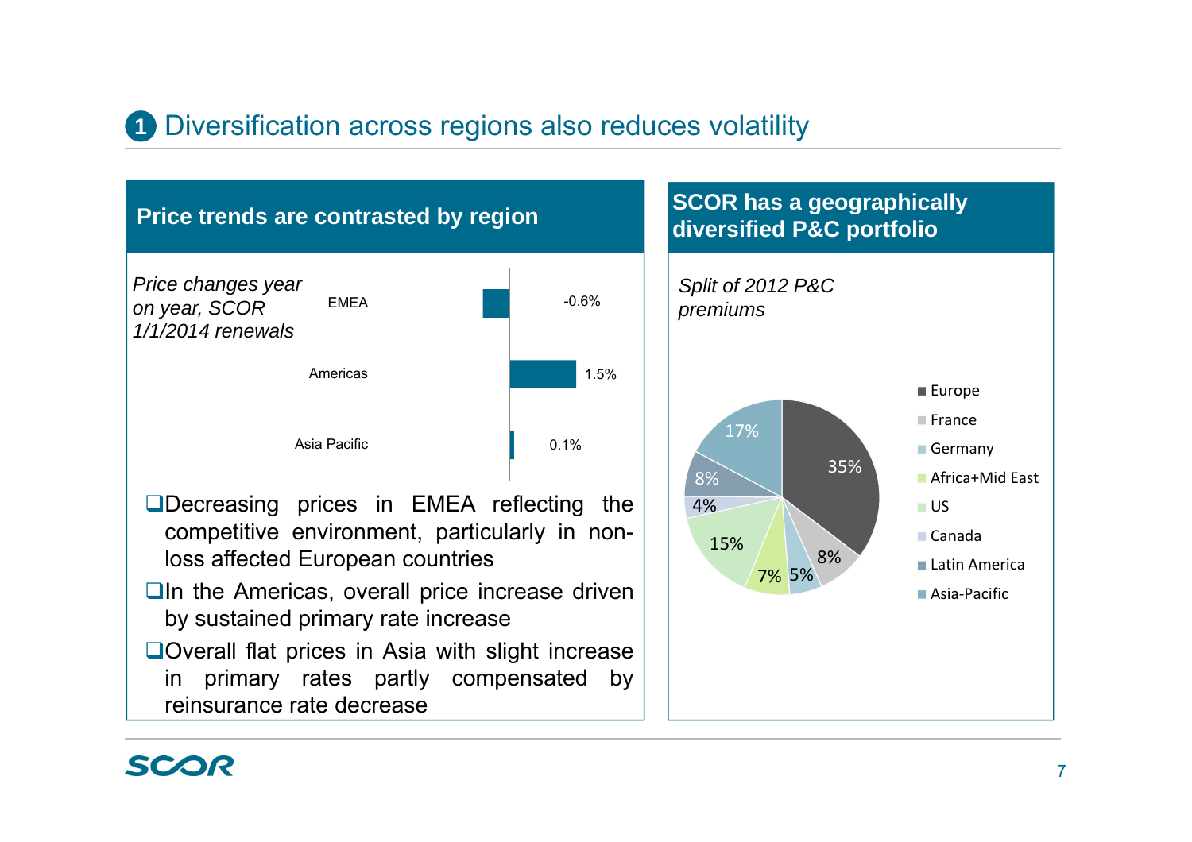# 1 Diversification across regions also reduces volatility

## Price trends are contrasted by region

*Price changes year on year, SCOR 1/1/2014 renewals*

| Region | Price change |
|---|---|
| EMEA | -0.6% |
| Americas | 1.5% |
| Asia Pacific | 0.1% |

- Decreasing prices in EMEA reflecting the competitive environment, particularly in non-loss affected European countries
- In the Americas, overall price increase driven by sustained primary rate increase
- Overall flat prices in Asia with slight increase in primary rates partly compensated by reinsurance rate decrease

## SCOR has a geographically diversified P&C portfolio

*Split of 2012 P&C premiums*

| Region | Share |
|---|---|
| Europe | 35% |
| France | 8% |
| Germany | 5% |
| Africa+Mid East | 7% |
| US | 15% |
| Canada | 4% |
| Latin America | 8% |
| Asia-Pacific | 17% |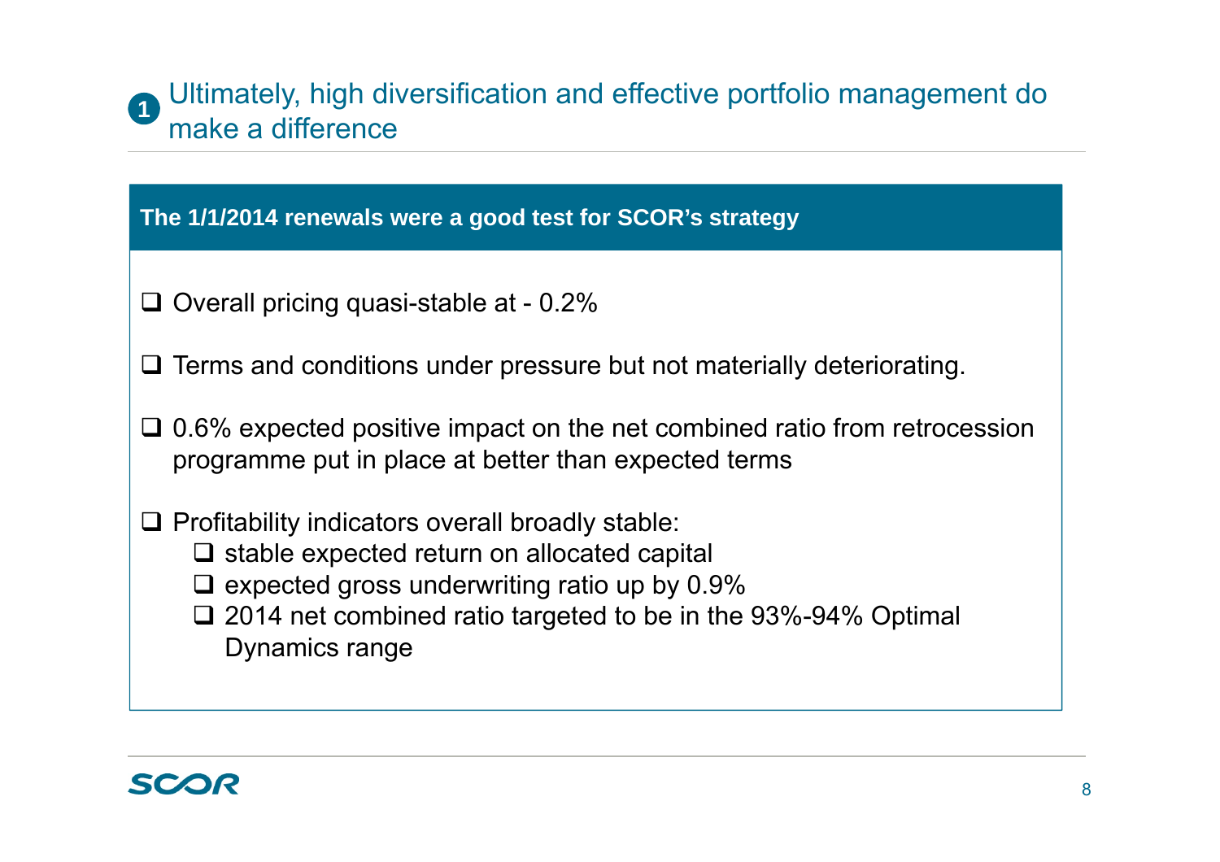## 1 Ultimately, high diversification and effective portfolio management do make a difference

**The 1/1/2014 renewals were a good test for SCOR's strategy**

- Overall pricing quasi-stable at - 0.2%
- Terms and conditions under pressure but not materially deteriorating.
- 0.6% expected positive impact on the net combined ratio from retrocession programme put in place at better than expected terms
- Profitability indicators overall broadly stable:
  - stable expected return on allocated capital
  - expected gross underwriting ratio up by 0.9%
  - 2014 net combined ratio targeted to be in the 93%-94% Optimal Dynamics range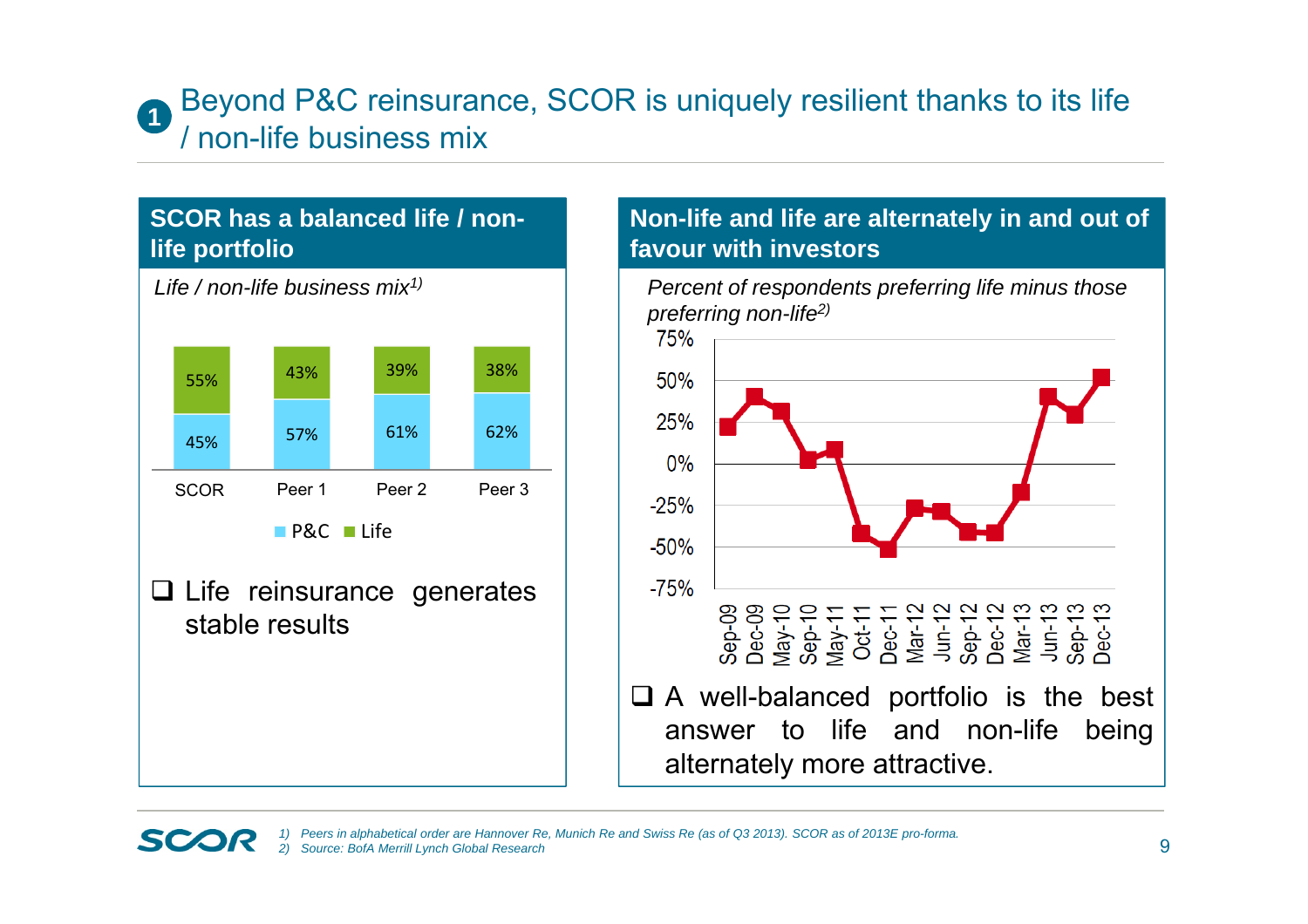# 1 Beyond P&C reinsurance, SCOR is uniquely resilient thanks to its life / non-life business mix

## SCOR has a balanced life / non-life portfolio

*Life / non-life business mix*[1)]

| | SCOR | Peer 1 | Peer 2 | Peer 3 |
|---|---|---|---|---|
| Life | 55% | 43% | 39% | 38% |
| P&C | 45% | 57% | 61% | 62% |

- Life reinsurance generates stable results

## Non-life and life are alternately in and out of favour with investors

*Percent of respondents preferring life minus those preferring non-life*[2)]

- A well-balanced portfolio is the best answer to life and non-life being alternately more attractive.

1) Peers in alphabetical order are Hannover Re, Munich Re and Swiss Re (as of Q3 2013). SCOR as of 2013E pro-forma.
2) Source: BofA Merrill Lynch Global Research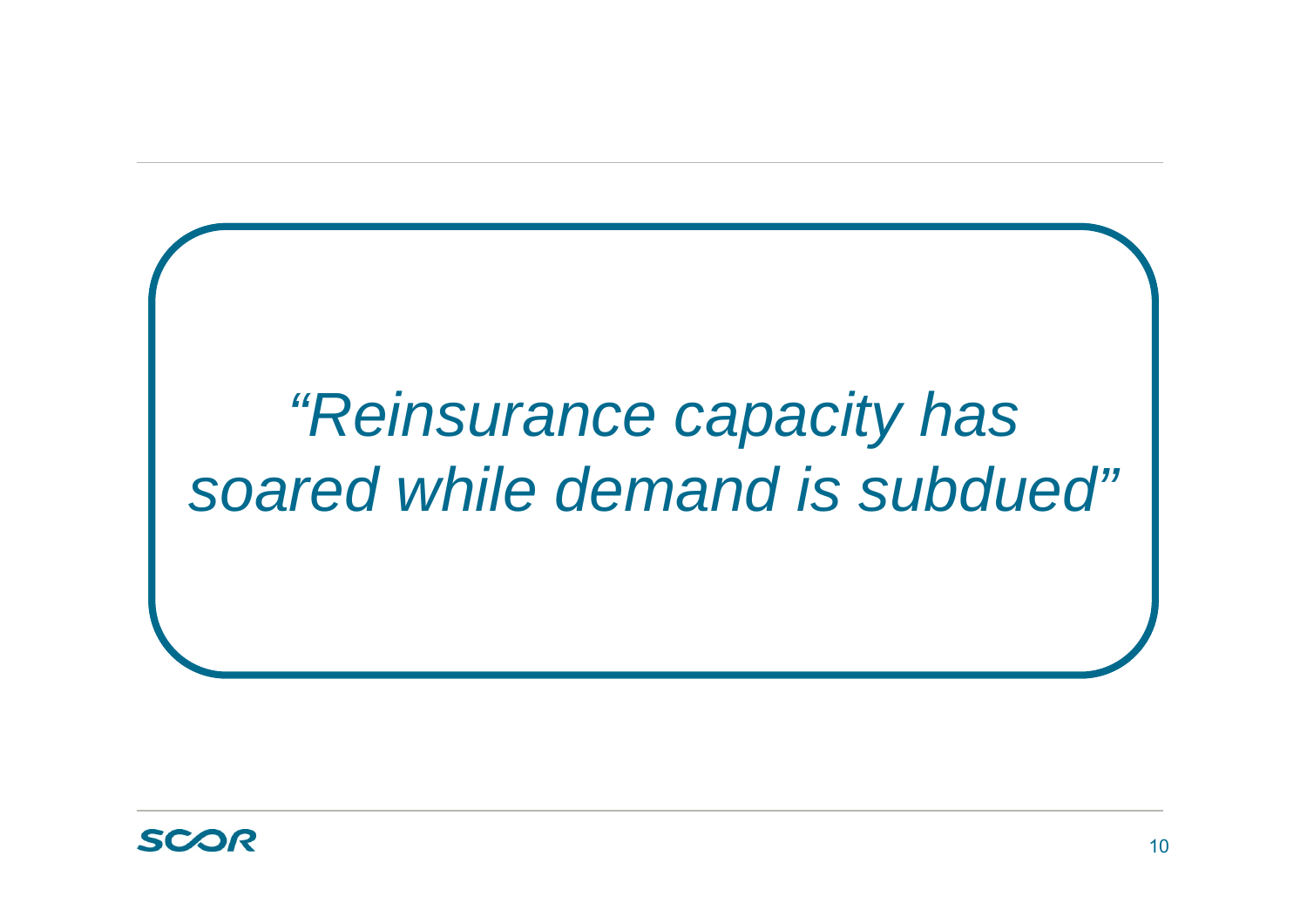*"Reinsurance capacity has soared while demand is subdued"*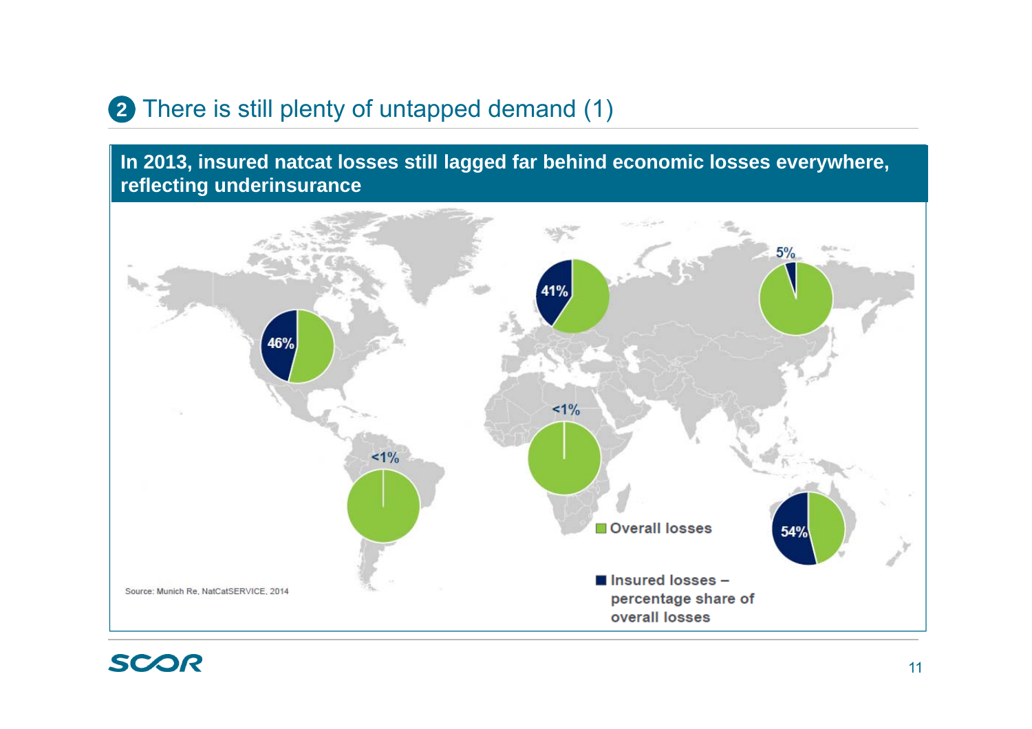## 2 There is still plenty of untapped demand (1)

**In 2013, insured natcat losses still lagged far behind economic losses everywhere, reflecting underinsurance**

46%

41%

5%

<1%

<1%

54%

Overall losses

Insured losses – percentage share of overall losses

Source: Munich Re, NatCatSERVICE, 2014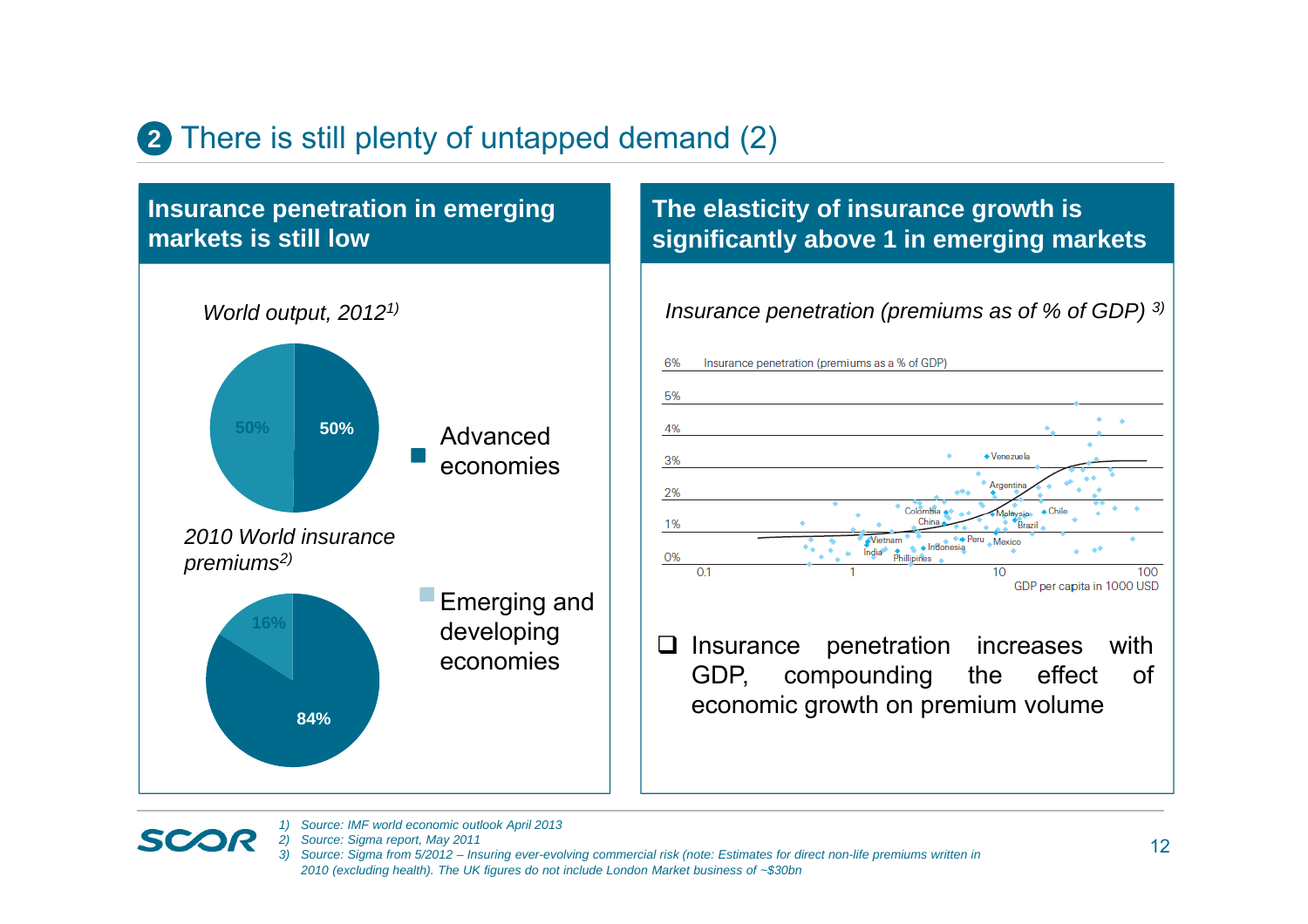# 2 There is still plenty of untapped demand (2)

## Insurance penetration in emerging markets is still low

*World output, 2012[1)]*

- 50% — Advanced economies
- 50% — Emerging and developing economies

*2010 World insurance premiums[2)]*

- 84% — Advanced economies
- 16% — Emerging and developing economies

## The elasticity of insurance growth is significantly above 1 in emerging markets

*Insurance penetration (premiums as of % of GDP) [3)]*

Chart: Insurance penetration (premiums as a % of GDP) vs. GDP per capita in 1000 USD (log scale: 0.1, 1, 10, 100; y-axis 0%–6%). Labeled countries: Venezuela, Argentina, Colombia, China, Malaysia, Chile, Brazil, Vietnam, India, Indonesia, Peru, Mexico, Phillipines.

- Insurance penetration increases with GDP, compounding the effect of economic growth on premium volume

1) Source: IMF world economic outlook April 2013
2) Source: Sigma report, May 2011
3) Source: Sigma from 5/2012 – Insuring ever-evolving commercial risk (note: Estimates for direct non-life premiums written in 2010 (excluding health). The UK figures do not include London Market business of ~$30bn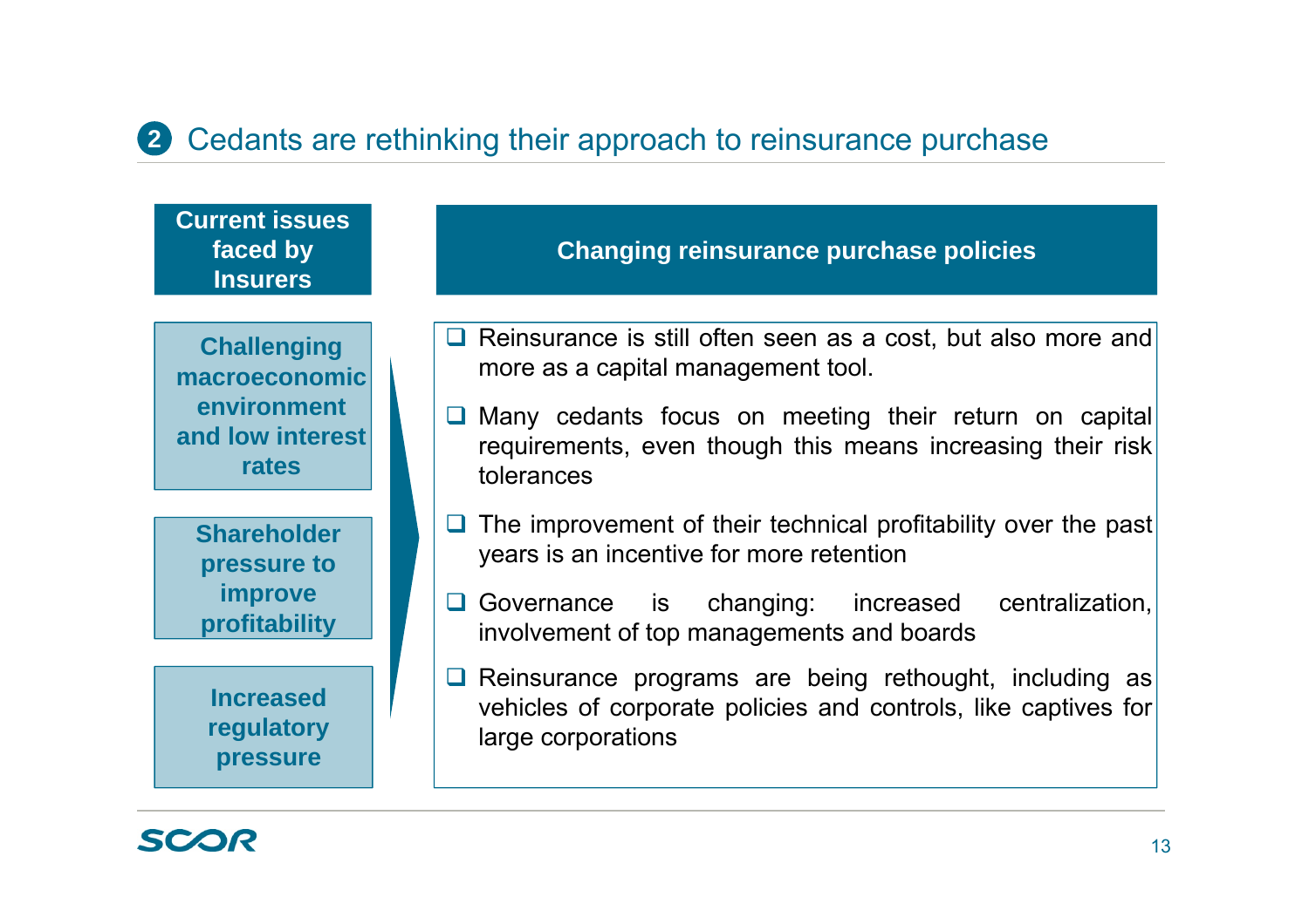## 2 Cedants are rethinking their approach to reinsurance purchase

**Current issues faced by Insurers**

- **Challenging macroeconomic environment and low interest rates**
- **Shareholder pressure to improve profitability**
- **Increased regulatory pressure**

**Changing reinsurance purchase policies**

- Reinsurance is still often seen as a cost, but also more and more as a capital management tool.
- Many cedants focus on meeting their return on capital requirements, even though this means increasing their risk tolerances
- The improvement of their technical profitability over the past years is an incentive for more retention
- Governance is changing: increased centralization, involvement of top managements and boards
- Reinsurance programs are being rethought, including as vehicles of corporate policies and controls, like captives for large corporations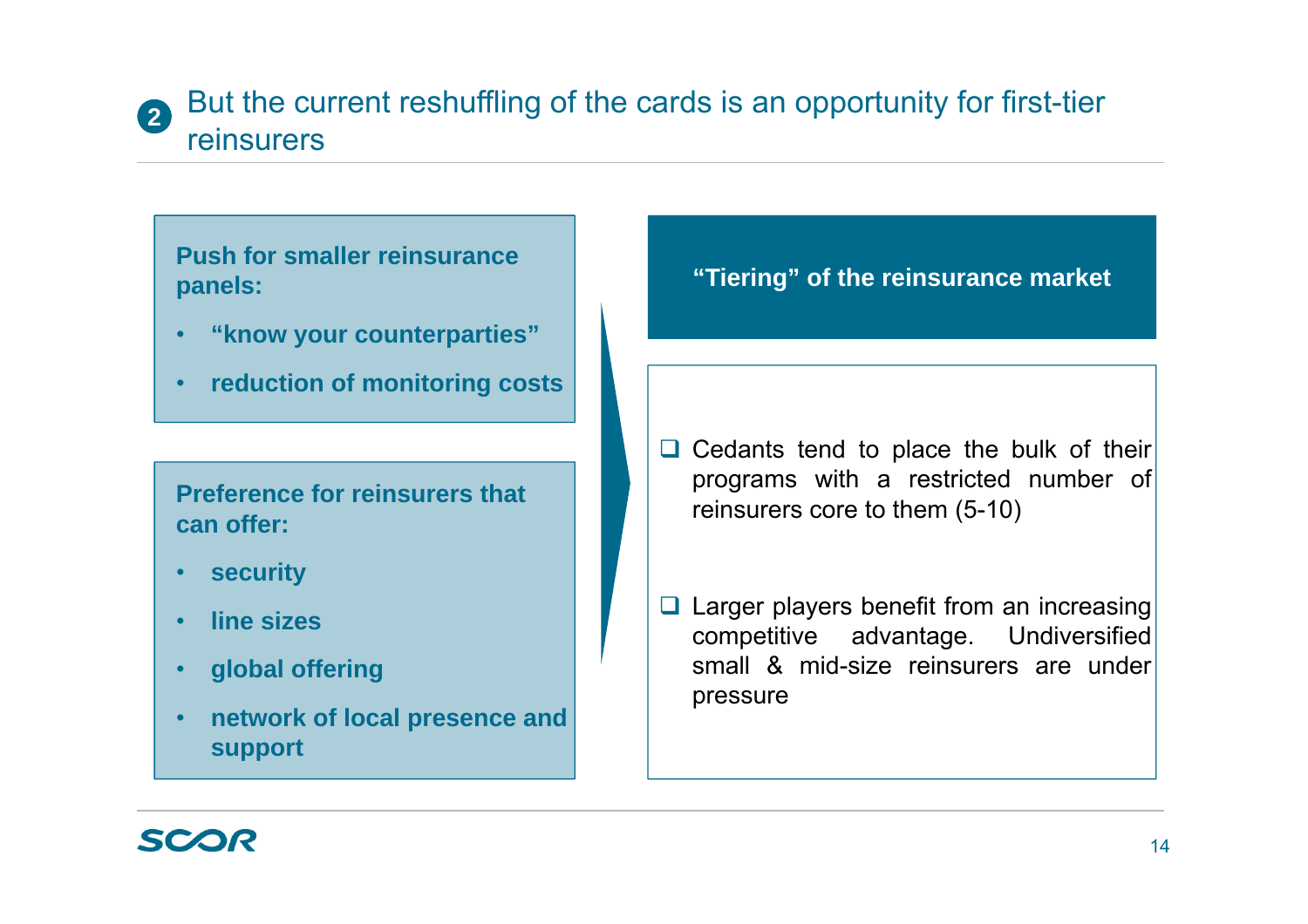## 2 But the current reshuffling of the cards is an opportunity for first-tier reinsurers

**Push for smaller reinsurance panels:**

- **“know your counterparties”**
- **reduction of monitoring costs**

**Preference for reinsurers that can offer:**

- **security**
- **line sizes**
- **global offering**
- **network of local presence and support**

**“Tiering” of the reinsurance market**

- Cedants tend to place the bulk of their programs with a restricted number of reinsurers core to them (5-10)
- Larger players benefit from an increasing competitive advantage. Undiversified small & mid-size reinsurers are under pressure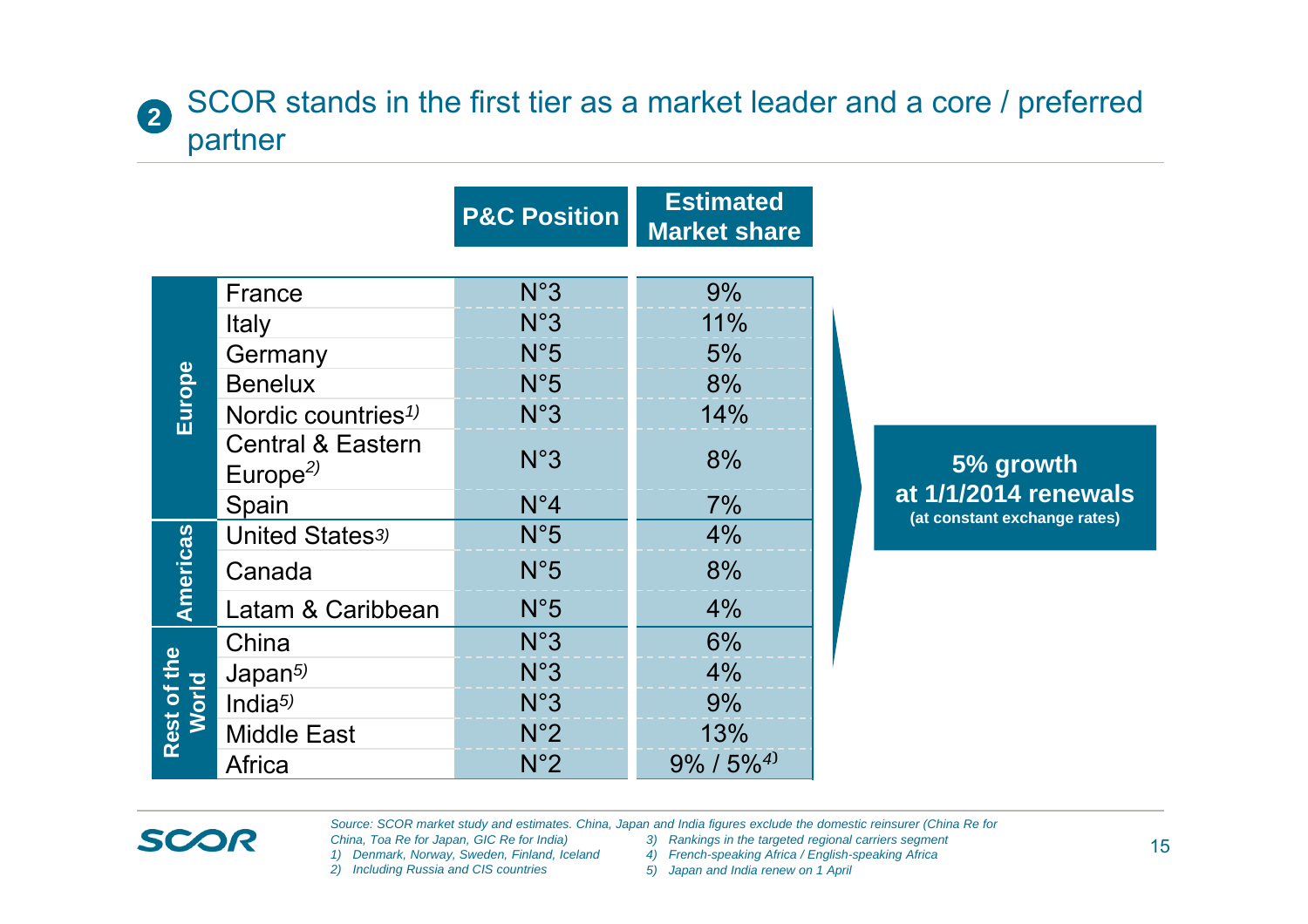## 2 SCOR stands in the first tier as a market leader and a core / preferred partner

| Region | Market | P&C Position | Estimated Market share |
|---|---|---|---|
| Europe | France | N°3 | 9% |
| | Italy | N°3 | 11% |
| | Germany | N°5 | 5% |
| | Benelux | N°5 | 8% |
| | Nordic countries[1] | N°3 | 14% |
| | Central & Eastern Europe[2] | N°3 | 8% |
| | Spain | N°4 | 7% |
| Americas | United States[3] | N°5 | 4% |
| | Canada | N°5 | 8% |
| | Latam & Caribbean | N°5 | 4% |
| Rest of the World | China | N°3 | 6% |
| | Japan[5] | N°3 | 4% |
| | India[5] | N°3 | 9% |
| | Middle East | N°2 | 13% |
| | Africa | N°2 | 9% / 5%[4] |

**5% growth at 1/1/2014 renewals**
**(at constant exchange rates)**

*Source: SCOR market study and estimates. China, Japan and India figures exclude the domestic reinsurer (China Re for China, Toa Re for Japan, GIC Re for India)*

*1) Denmark, Norway, Sweden, Finland, Iceland*

*2) Including Russia and CIS countries*

*3) Rankings in the targeted regional carriers segment*

*4) French-speaking Africa / English-speaking Africa*

*5) Japan and India renew on 1 April*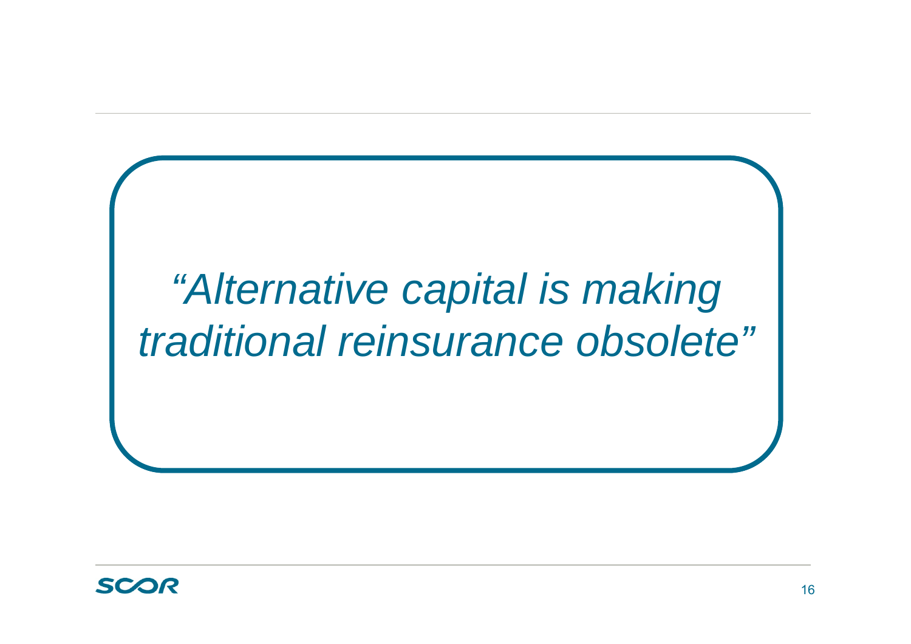*“Alternative capital is making traditional reinsurance obsolete”*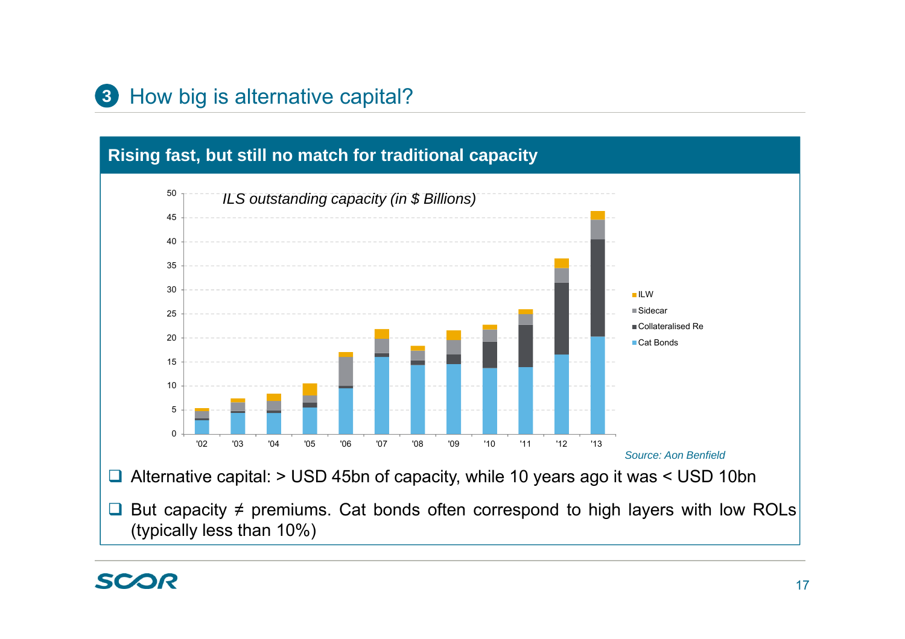## 3 How big is alternative capital?

### Rising fast, but still no match for traditional capacity

*ILS outstanding capacity (in $ Billions)*

Legend: ILW, Sidecar, Collateralised Re, Cat Bonds

Years: '02, '03, '04, '05, '06, '07, '08, '09, '10, '11, '12, '13

*Source: Aon Benfield*

- Alternative capital: > USD 45bn of capacity, while 10 years ago it was < USD 10bn
- But capacity ≠ premiums. Cat bonds often correspond to high layers with low ROLs (typically less than 10%)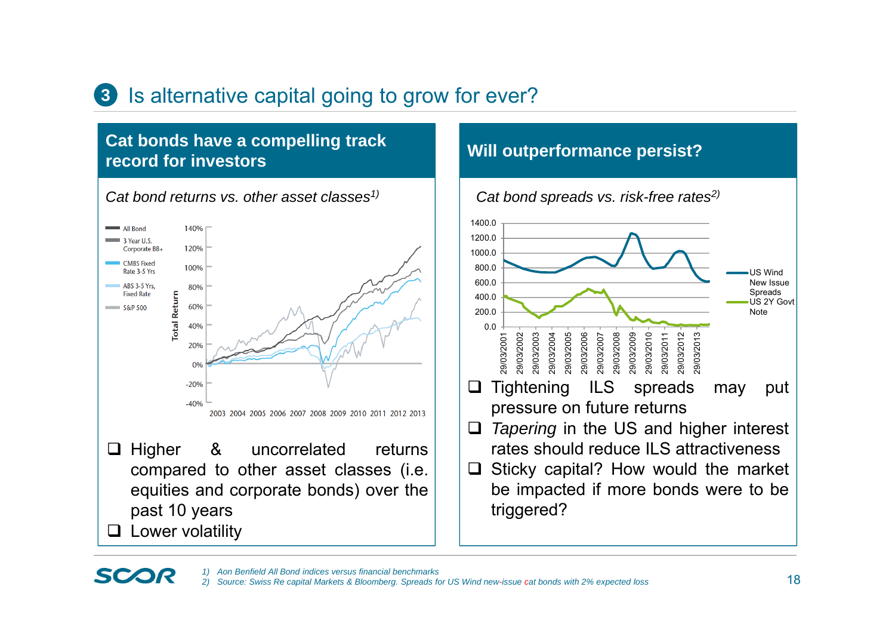## 3 Is alternative capital going to grow for ever?

### Cat bonds have a compelling track record for investors

*Cat bond returns vs. other asset classes[1)]*

- ❑ Higher & uncorrelated returns compared to other asset classes (i.e. equities and corporate bonds) over the past 10 years
- ❑ Lower volatility

### Will outperformance persist?

*Cat bond spreads vs. risk-free rates[2)]*

- ❑ Tightening ILS spreads may put pressure on future returns
- ❑ *Tapering* in the US and higher interest rates should reduce ILS attractiveness
- ❑ Sticky capital? How would the market be impacted if more bonds were to be triggered?

1) Aon Benfield All Bond indices versus financial benchmarks
2) Source: Swiss Re capital Markets & Bloomberg. Spreads for US Wind new-issue cat bonds with 2% expected loss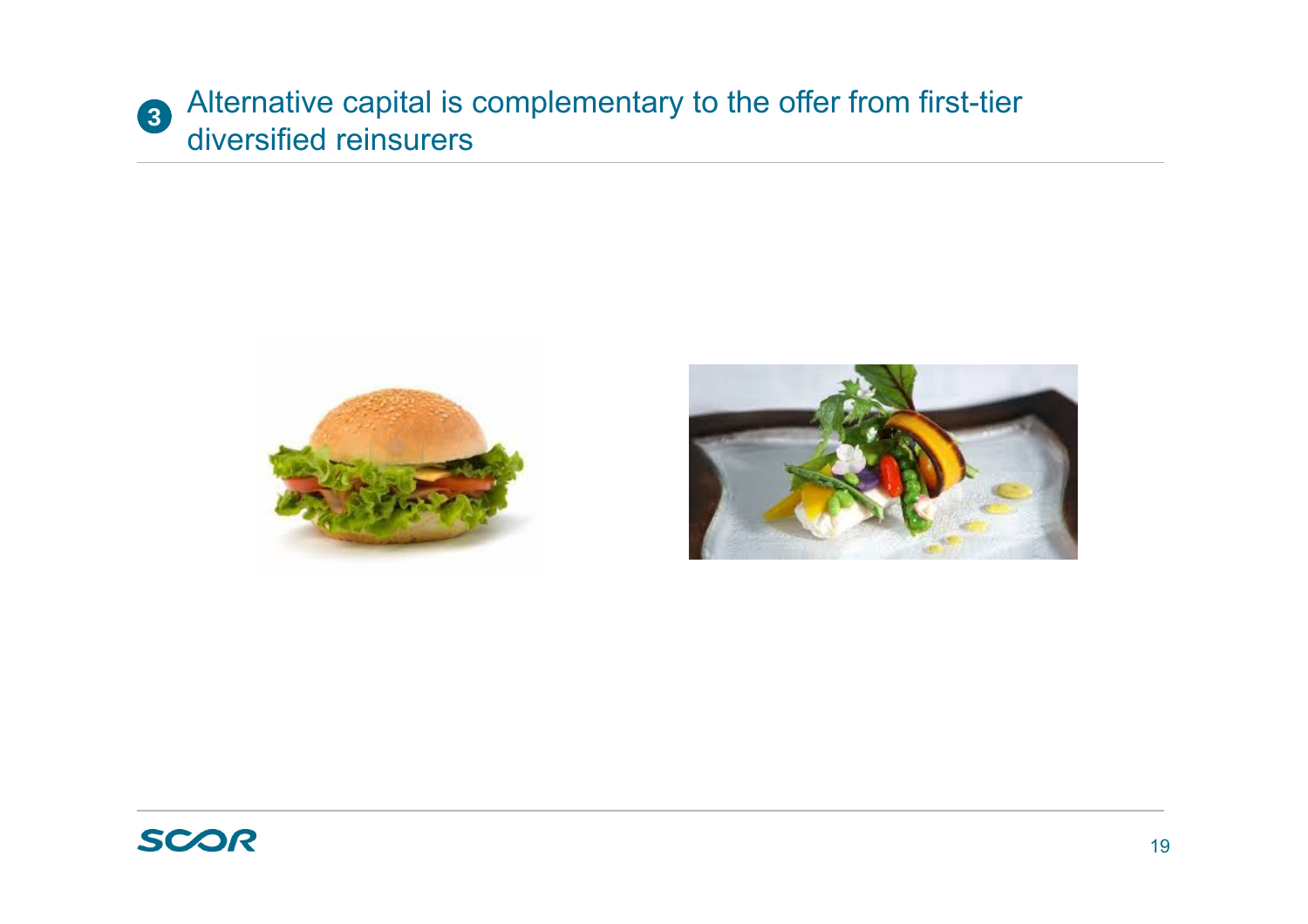## 3 Alternative capital is complementary to the offer from first-tier diversified reinsurers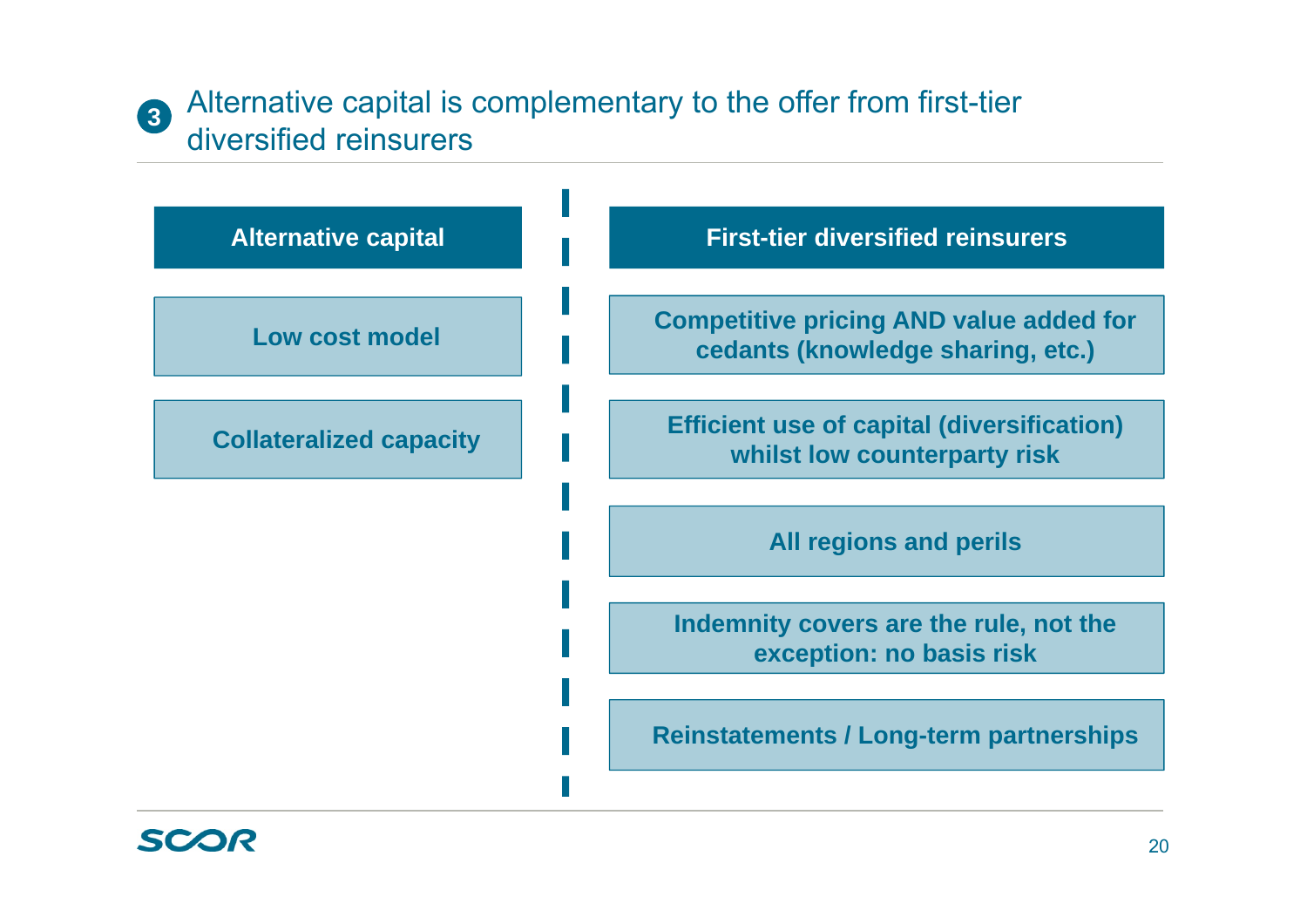## 3 Alternative capital is complementary to the offer from first-tier diversified reinsurers

| Alternative capital | First-tier diversified reinsurers |
|---|---|
| Low cost model | Competitive pricing AND value added for cedants (knowledge sharing, etc.) |
| Collateralized capacity | Efficient use of capital (diversification) whilst low counterparty risk |
| | All regions and perils |
| | Indemnity covers are the rule, not the exception: no basis risk |
| | Reinstatements / Long-term partnerships |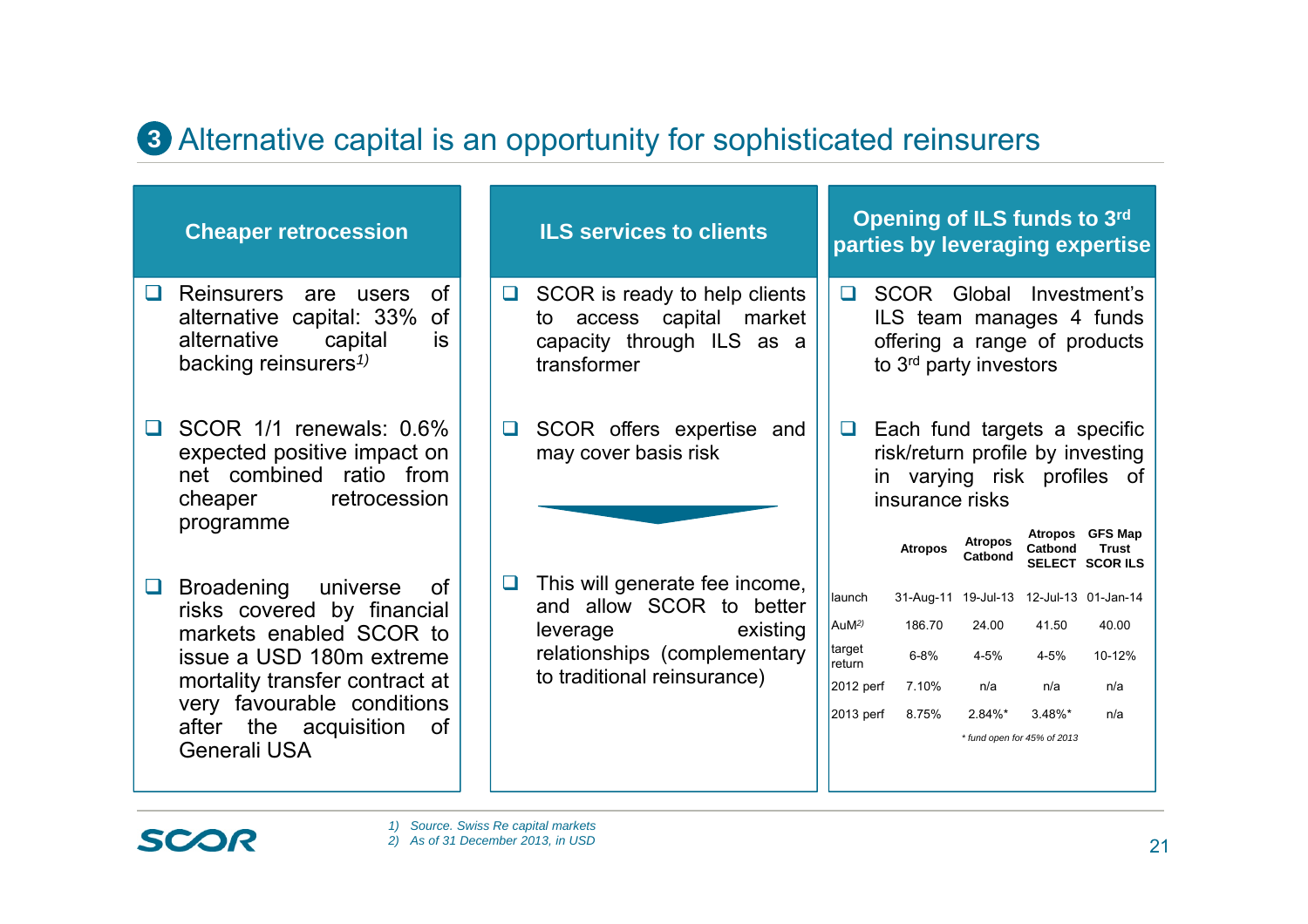# 3 Alternative capital is an opportunity for sophisticated reinsurers

## Cheaper retrocession

- Reinsurers are users of alternative capital: 33% of alternative capital is backing reinsurers[1)]
- SCOR 1/1 renewals: 0.6% expected positive impact on net combined ratio from cheaper retrocession programme
- Broadening universe of risks covered by financial markets enabled SCOR to issue a USD 180m extreme mortality transfer contract at very favourable conditions after the acquisition of Generali USA

## ILS services to clients

- SCOR is ready to help clients to access capital market capacity through ILS as a transformer
- SCOR offers expertise and may cover basis risk
- This will generate fee income, and allow SCOR to better leverage existing relationships (complementary to traditional reinsurance)

## Opening of ILS funds to 3rd parties by leveraging expertise

- SCOR Global Investment's ILS team manages 4 funds offering a range of products to 3rd party investors
- Each fund targets a specific risk/return profile by investing in varying risk profiles of insurance risks

| | Atropos | Atropos Catbond | Atropos Catbond SELECT | GFS Map Trust SCOR ILS |
|---|---|---|---|---|
| launch | 31-Aug-11 | 19-Jul-13 | 12-Jul-13 | 01-Jan-14 |
| AuM[2)] | 186.70 | 24.00 | 41.50 | 40.00 |
| target return | 6-8% | 4-5% | 4-5% | 10-12% |
| 2012 perf | 7.10% | n/a | n/a | n/a |
| 2013 perf | 8.75% | 2.84%* | 3.48%* | n/a |

*\* fund open for 45% of 2013*

*1) Source. Swiss Re capital markets*
*2) As of 31 December 2013, in USD*